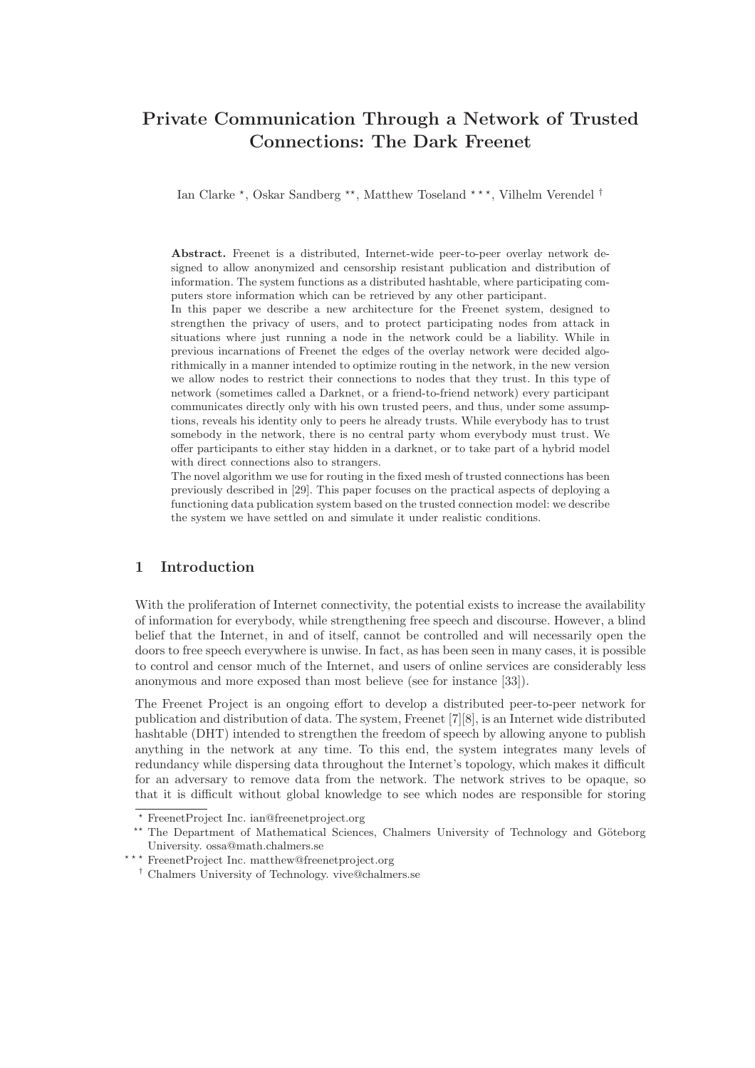# Private Communication Through a Network of Trusted Connections: The Dark Freenet

Ian Clarke [⋆], Oskar Sandberg [⋆⋆], Matthew Toseland [⋆⋆⋆], Vilhelm Verendel [†]

**Abstract.** Freenet is a distributed, Internet-wide peer-to-peer overlay network designed to allow anonymized and censorship resistant publication and distribution of information. The system functions as a distributed hashtable, where participating computers store information which can be retrieved by any other participant.

In this paper we describe a new architecture for the Freenet system, designed to strengthen the privacy of users, and to protect participating nodes from attack in situations where just running a node in the network could be a liability. While in previous incarnations of Freenet the edges of the overlay network were decided algorithmically in a manner intended to optimize routing in the network, in the new version we allow nodes to restrict their connections to nodes that they trust. In this type of network (sometimes called a Darknet, or a friend-to-friend network) every participant communicates directly only with his own trusted peers, and thus, under some assumptions, reveals his identity only to peers he already trusts. While everybody has to trust somebody in the network, there is no central party whom everybody must trust. We offer participants to either stay hidden in a darknet, or to take part of a hybrid model with direct connections also to strangers.

The novel algorithm we use for routing in the fixed mesh of trusted connections has been previously described in [29]. This paper focuses on the practical aspects of deploying a functioning data publication system based on the trusted connection model: we describe the system we have settled on and simulate it under realistic conditions.

## 1 Introduction

With the proliferation of Internet connectivity, the potential exists to increase the availability of information for everybody, while strengthening free speech and discourse. However, a blind belief that the Internet, in and of itself, cannot be controlled and will necessarily open the doors to free speech everywhere is unwise. In fact, as has been seen in many cases, it is possible to control and censor much of the Internet, and users of online services are considerably less anonymous and more exposed than most believe (see for instance [33]).

The Freenet Project is an ongoing effort to develop a distributed peer-to-peer network for publication and distribution of data. The system, Freenet [7][8], is an Internet wide distributed hashtable (DHT) intended to strengthen the freedom of speech by allowing anyone to publish anything in the network at any time. To this end, the system integrates many levels of redundancy while dispersing data throughout the Internet's topology, which makes it difficult for an adversary to remove data from the network. The network strives to be opaque, so that it is difficult without global knowledge to see which nodes are responsible for storing

[⋆] FreenetProject Inc. ian@freenetproject.org

[⋆⋆] The Department of Mathematical Sciences, Chalmers University of Technology and Göteborg University. ossa@math.chalmers.se

[⋆⋆⋆] FreenetProject Inc. matthew@freenetproject.org

[†] Chalmers University of Technology. vive@chalmers.se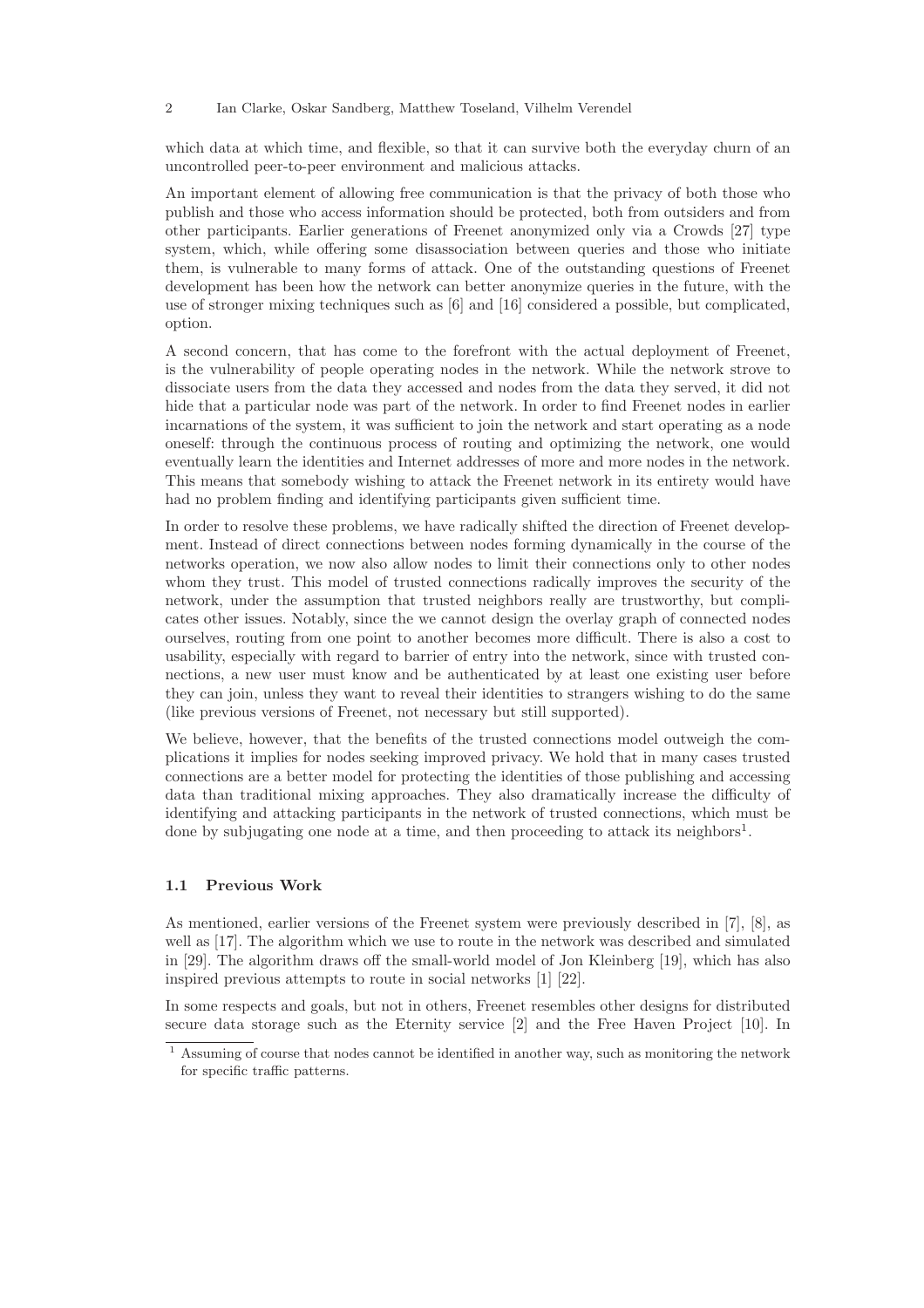which data at which time, and flexible, so that it can survive both the everyday churn of an uncontrolled peer-to-peer environment and malicious attacks.

An important element of allowing free communication is that the privacy of both those who publish and those who access information should be protected, both from outsiders and from other participants. Earlier generations of Freenet anonymized only via a Crowds [27] type system, which, while offering some disassociation between queries and those who initiate them, is vulnerable to many forms of attack. One of the outstanding questions of Freenet development has been how the network can better anonymize queries in the future, with the use of stronger mixing techniques such as [6] and [16] considered a possible, but complicated, option.

A second concern, that has come to the forefront with the actual deployment of Freenet, is the vulnerability of people operating nodes in the network. While the network strove to dissociate users from the data they accessed and nodes from the data they served, it did not hide that a particular node was part of the network. In order to find Freenet nodes in earlier incarnations of the system, it was sufficient to join the network and start operating as a node oneself: through the continuous process of routing and optimizing the network, one would eventually learn the identities and Internet addresses of more and more nodes in the network. This means that somebody wishing to attack the Freenet network in its entirety would have had no problem finding and identifying participants given sufficient time.

In order to resolve these problems, we have radically shifted the direction of Freenet development. Instead of direct connections between nodes forming dynamically in the course of the networks operation, we now also allow nodes to limit their connections only to other nodes whom they trust. This model of trusted connections radically improves the security of the network, under the assumption that trusted neighbors really are trustworthy, but complicates other issues. Notably, since the we cannot design the overlay graph of connected nodes ourselves, routing from one point to another becomes more difficult. There is also a cost to usability, especially with regard to barrier of entry into the network, since with trusted connections, a new user must know and be authenticated by at least one existing user before they can join, unless they want to reveal their identities to strangers wishing to do the same (like previous versions of Freenet, not necessary but still supported).

We believe, however, that the benefits of the trusted connections model outweigh the complications it implies for nodes seeking improved privacy. We hold that in many cases trusted connections are a better model for protecting the identities of those publishing and accessing data than traditional mixing approaches. They also dramatically increase the difficulty of identifying and attacking participants in the network of trusted connections, which must be done by subjugating one node at a time, and then proceeding to attack its neighbors[1].

### 1.1 Previous Work

As mentioned, earlier versions of the Freenet system were previously described in [7], [8], as well as [17]. The algorithm which we use to route in the network was described and simulated in [29]. The algorithm draws off the small-world model of Jon Kleinberg [19], which has also inspired previous attempts to route in social networks [1] [22].

In some respects and goals, but not in others, Freenet resembles other designs for distributed secure data storage such as the Eternity service [2] and the Free Haven Project [10]. In

[1] Assuming of course that nodes cannot be identified in another way, such as monitoring the network for specific traffic patterns.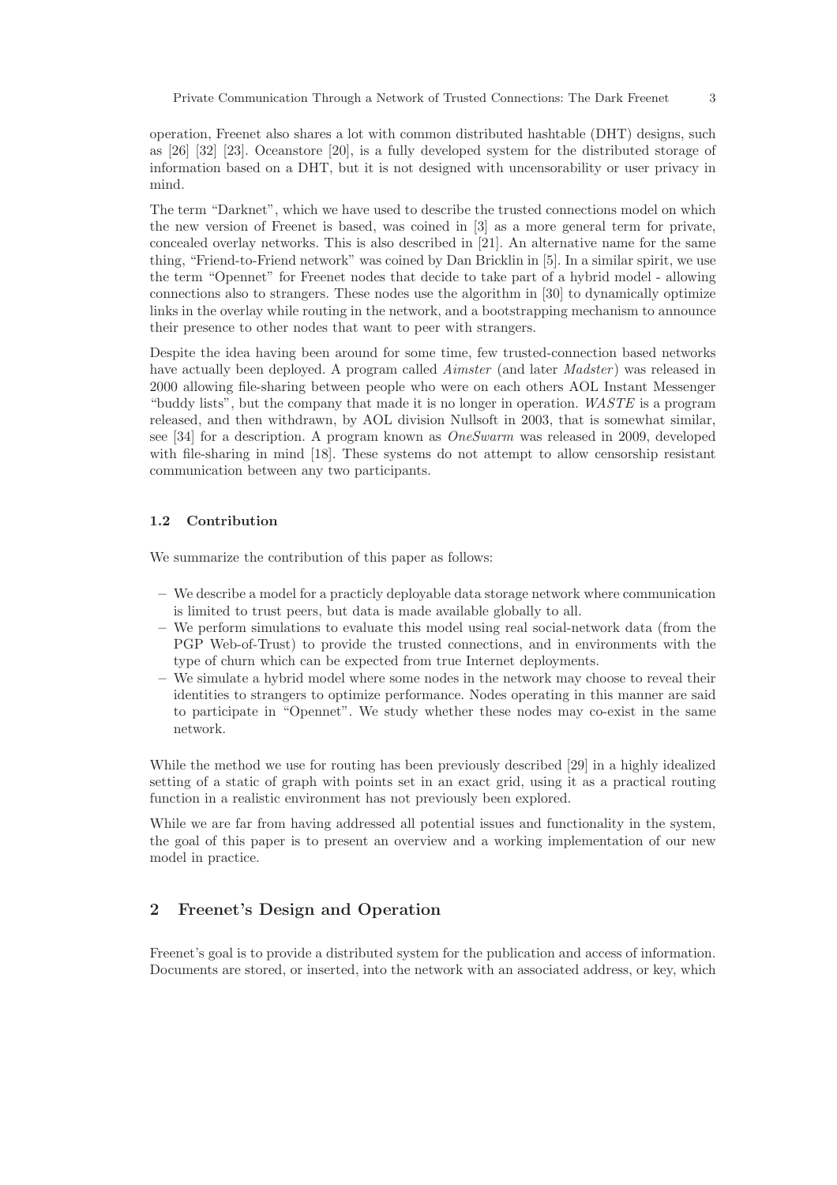operation, Freenet also shares a lot with common distributed hashtable (DHT) designs, such as [26] [32] [23]. Oceanstore [20], is a fully developed system for the distributed storage of information based on a DHT, but it is not designed with uncensorability or user privacy in mind.

The term "Darknet", which we have used to describe the trusted connections model on which the new version of Freenet is based, was coined in [3] as a more general term for private, concealed overlay networks. This is also described in [21]. An alternative name for the same thing, "Friend-to-Friend network" was coined by Dan Bricklin in [5]. In a similar spirit, we use the term "Opennet" for Freenet nodes that decide to take part of a hybrid model - allowing connections also to strangers. These nodes use the algorithm in [30] to dynamically optimize links in the overlay while routing in the network, and a bootstrapping mechanism to announce their presence to other nodes that want to peer with strangers.

Despite the idea having been around for some time, few trusted-connection based networks have actually been deployed. A program called *Aimster* (and later *Madster*) was released in 2000 allowing file-sharing between people who were on each others AOL Instant Messenger "buddy lists", but the company that made it is no longer in operation. *WASTE* is a program released, and then withdrawn, by AOL division Nullsoft in 2003, that is somewhat similar, see [34] for a description. A program known as *OneSwarm* was released in 2009, developed with file-sharing in mind [18]. These systems do not attempt to allow censorship resistant communication between any two participants.

### 1.2 Contribution

We summarize the contribution of this paper as follows:

- We describe a model for a practicly deployable data storage network where communication is limited to trust peers, but data is made available globally to all.
- We perform simulations to evaluate this model using real social-network data (from the PGP Web-of-Trust) to provide the trusted connections, and in environments with the type of churn which can be expected from true Internet deployments.
- We simulate a hybrid model where some nodes in the network may choose to reveal their identities to strangers to optimize performance. Nodes operating in this manner are said to participate in "Opennet". We study whether these nodes may co-exist in the same network.

While the method we use for routing has been previously described [29] in a highly idealized setting of a static of graph with points set in an exact grid, using it as a practical routing function in a realistic environment has not previously been explored.

While we are far from having addressed all potential issues and functionality in the system, the goal of this paper is to present an overview and a working implementation of our new model in practice.

## 2 Freenet's Design and Operation

Freenet's goal is to provide a distributed system for the publication and access of information. Documents are stored, or inserted, into the network with an associated address, or key, which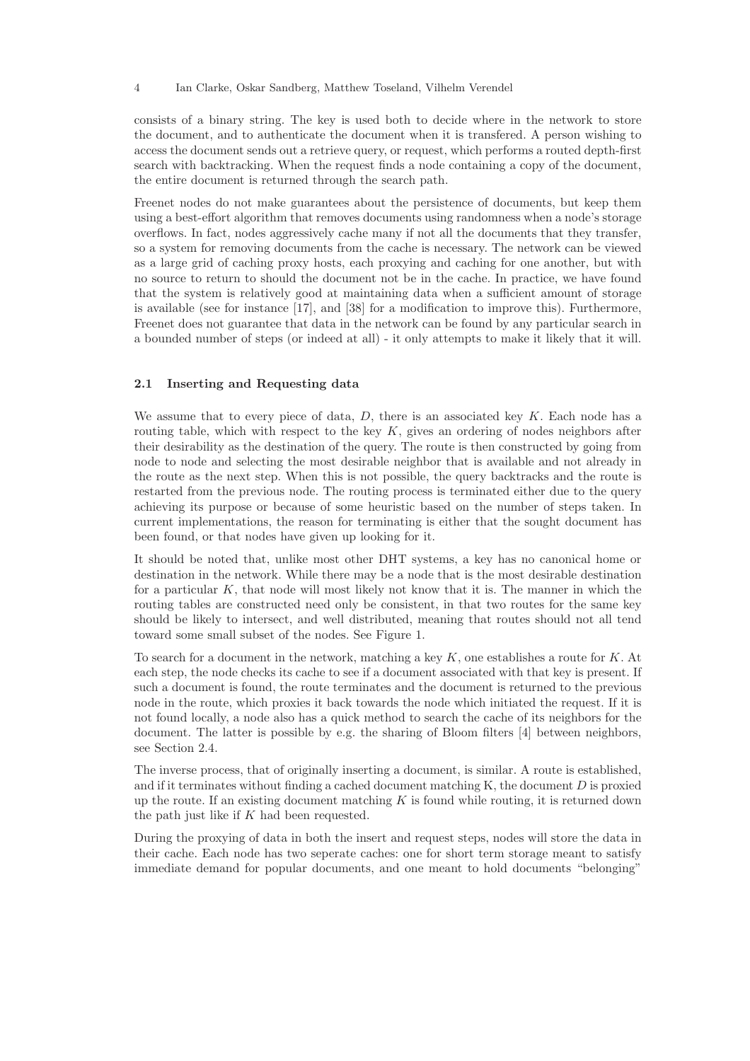consists of a binary string. The key is used both to decide where in the network to store the document, and to authenticate the document when it is transfered. A person wishing to access the document sends out a retrieve query, or request, which performs a routed depth-first search with backtracking. When the request finds a node containing a copy of the document, the entire document is returned through the search path.

Freenet nodes do not make guarantees about the persistence of documents, but keep them using a best-effort algorithm that removes documents using randomness when a node's storage overflows. In fact, nodes aggressively cache many if not all the documents that they transfer, so a system for removing documents from the cache is necessary. The network can be viewed as a large grid of caching proxy hosts, each proxying and caching for one another, but with no source to return to should the document not be in the cache. In practice, we have found that the system is relatively good at maintaining data when a sufficient amount of storage is available (see for instance [17], and [38] for a modification to improve this). Furthermore, Freenet does not guarantee that data in the network can be found by any particular search in a bounded number of steps (or indeed at all) - it only attempts to make it likely that it will.

### 2.1 Inserting and Requesting data

We assume that to every piece of data, $D$, there is an associated key $K$. Each node has a routing table, which with respect to the key $K$, gives an ordering of nodes neighbors after their desirability as the destination of the query. The route is then constructed by going from node to node and selecting the most desirable neighbor that is available and not already in the route as the next step. When this is not possible, the query backtracks and the route is restarted from the previous node. The routing process is terminated either due to the query achieving its purpose or because of some heuristic based on the number of steps taken. In current implementations, the reason for terminating is either that the sought document has been found, or that nodes have given up looking for it.

It should be noted that, unlike most other DHT systems, a key has no canonical home or destination in the network. While there may be a node that is the most desirable destination for a particular $K$, that node will most likely not know that it is. The manner in which the routing tables are constructed need only be consistent, in that two routes for the same key should be likely to intersect, and well distributed, meaning that routes should not all tend toward some small subset of the nodes. See Figure 1.

To search for a document in the network, matching a key $K$, one establishes a route for $K$. At each step, the node checks its cache to see if a document associated with that key is present. If such a document is found, the route terminates and the document is returned to the previous node in the route, which proxies it back towards the node which initiated the request. If it is not found locally, a node also has a quick method to search the cache of its neighbors for the document. The latter is possible by e.g. the sharing of Bloom filters [4] between neighbors, see Section 2.4.

The inverse process, that of originally inserting a document, is similar. A route is established, and if it terminates without finding a cached document matching K, the document $D$ is proxied up the route. If an existing document matching $K$ is found while routing, it is returned down the path just like if $K$ had been requested.

During the proxying of data in both the insert and request steps, nodes will store the data in their cache. Each node has two seperate caches: one for short term storage meant to satisfy immediate demand for popular documents, and one meant to hold documents "belonging"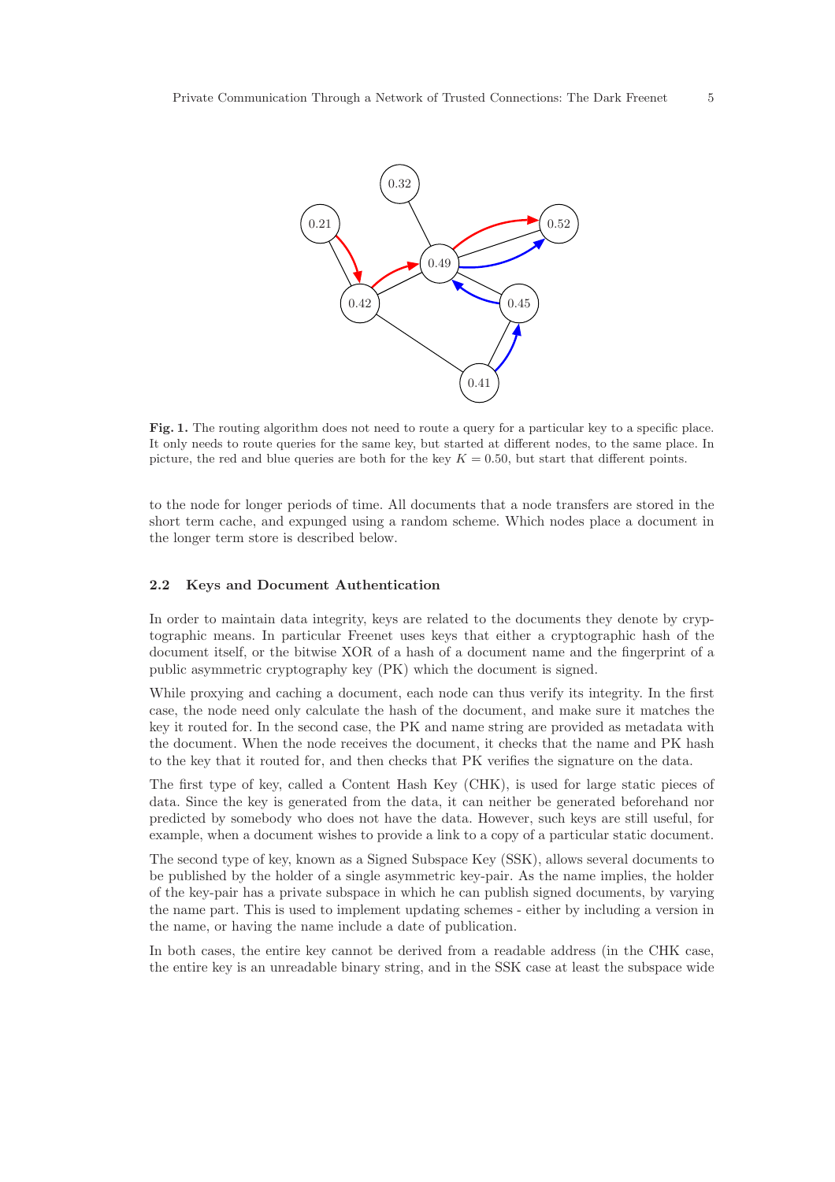**Fig. 1.** The routing algorithm does not need to route a query for a particular key to a specific place. It only needs to route queries for the same key, but started at different nodes, to the same place. In picture, the red and blue queries are both for the key $K = 0.50$, but start that different points.

to the node for longer periods of time. All documents that a node transfers are stored in the short term cache, and expunged using a random scheme. Which nodes place a document in the longer term store is described below.

### 2.2 Keys and Document Authentication

In order to maintain data integrity, keys are related to the documents they denote by cryptographic means. In particular Freenet uses keys that either a cryptographic hash of the document itself, or the bitwise XOR of a hash of a document name and the fingerprint of a public asymmetric cryptography key (PK) which the document is signed.

While proxying and caching a document, each node can thus verify its integrity. In the first case, the node need only calculate the hash of the document, and make sure it matches the key it routed for. In the second case, the PK and name string are provided as metadata with the document. When the node receives the document, it checks that the name and PK hash to the key that it routed for, and then checks that PK verifies the signature on the data.

The first type of key, called a Content Hash Key (CHK), is used for large static pieces of data. Since the key is generated from the data, it can neither be generated beforehand nor predicted by somebody who does not have the data. However, such keys are still useful, for example, when a document wishes to provide a link to a copy of a particular static document.

The second type of key, known as a Signed Subspace Key (SSK), allows several documents to be published by the holder of a single asymmetric key-pair. As the name implies, the holder of the key-pair has a private subspace in which he can publish signed documents, by varying the name part. This is used to implement updating schemes - either by including a version in the name, or having the name include a date of publication.

In both cases, the entire key cannot be derived from a readable address (in the CHK case, the entire key is an unreadable binary string, and in the SSK case at least the subspace wide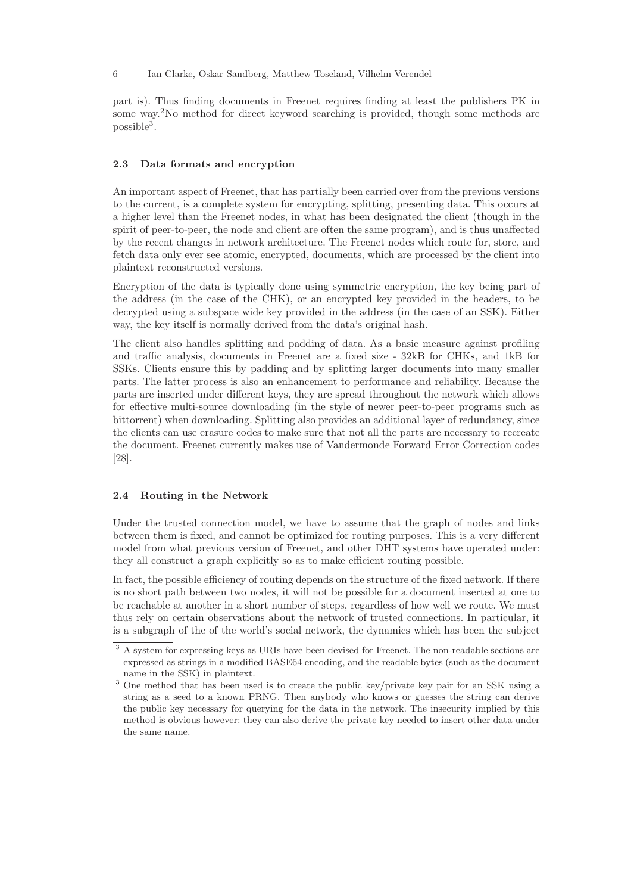part is). Thus finding documents in Freenet requires finding at least the publishers PK in some way.[2] No method for direct keyword searching is provided, though some methods are possible[3].

### 2.3 Data formats and encryption

An important aspect of Freenet, that has partially been carried over from the previous versions to the current, is a complete system for encrypting, splitting, presenting data. This occurs at a higher level than the Freenet nodes, in what has been designated the client (though in the spirit of peer-to-peer, the node and client are often the same program), and is thus unaffected by the recent changes in network architecture. The Freenet nodes which route for, store, and fetch data only ever see atomic, encrypted, documents, which are processed by the client into plaintext reconstructed versions.

Encryption of the data is typically done using symmetric encryption, the key being part of the address (in the case of the CHK), or an encrypted key provided in the headers, to be decrypted using a subspace wide key provided in the address (in the case of an SSK). Either way, the key itself is normally derived from the data's original hash.

The client also handles splitting and padding of data. As a basic measure against profiling and traffic analysis, documents in Freenet are a fixed size - 32kB for CHKs, and 1kB for SSKs. Clients ensure this by padding and by splitting larger documents into many smaller parts. The latter process is also an enhancement to performance and reliability. Because the parts are inserted under different keys, they are spread throughout the network which allows for effective multi-source downloading (in the style of newer peer-to-peer programs such as bittorrent) when downloading. Splitting also provides an additional layer of redundancy, since the clients can use erasure codes to make sure that not all the parts are necessary to recreate the document. Freenet currently makes use of Vandermonde Forward Error Correction codes [28].

### 2.4 Routing in the Network

Under the trusted connection model, we have to assume that the graph of nodes and links between them is fixed, and cannot be optimized for routing purposes. This is a very different model from what previous version of Freenet, and other DHT systems have operated under: they all construct a graph explicitly so as to make efficient routing possible.

In fact, the possible efficiency of routing depends on the structure of the fixed network. If there is no short path between two nodes, it will not be possible for a document inserted at one to be reachable at another in a short number of steps, regardless of how well we route. We must thus rely on certain observations about the network of trusted connections. In particular, it is a subgraph of the of the world's social network, the dynamics which has been the subject

---

[3] A system for expressing keys as URIs have been devised for Freenet. The non-readable sections are expressed as strings in a modified BASE64 encoding, and the readable bytes (such as the document name in the SSK) in plaintext.

[3] One method that has been used is to create the public key/private key pair for an SSK using a string as a seed to a known PRNG. Then anybody who knows or guesses the string can derive the public key necessary for querying for the data in the network. The insecurity implied by this method is obvious however: they can also derive the private key needed to insert other data under the same name.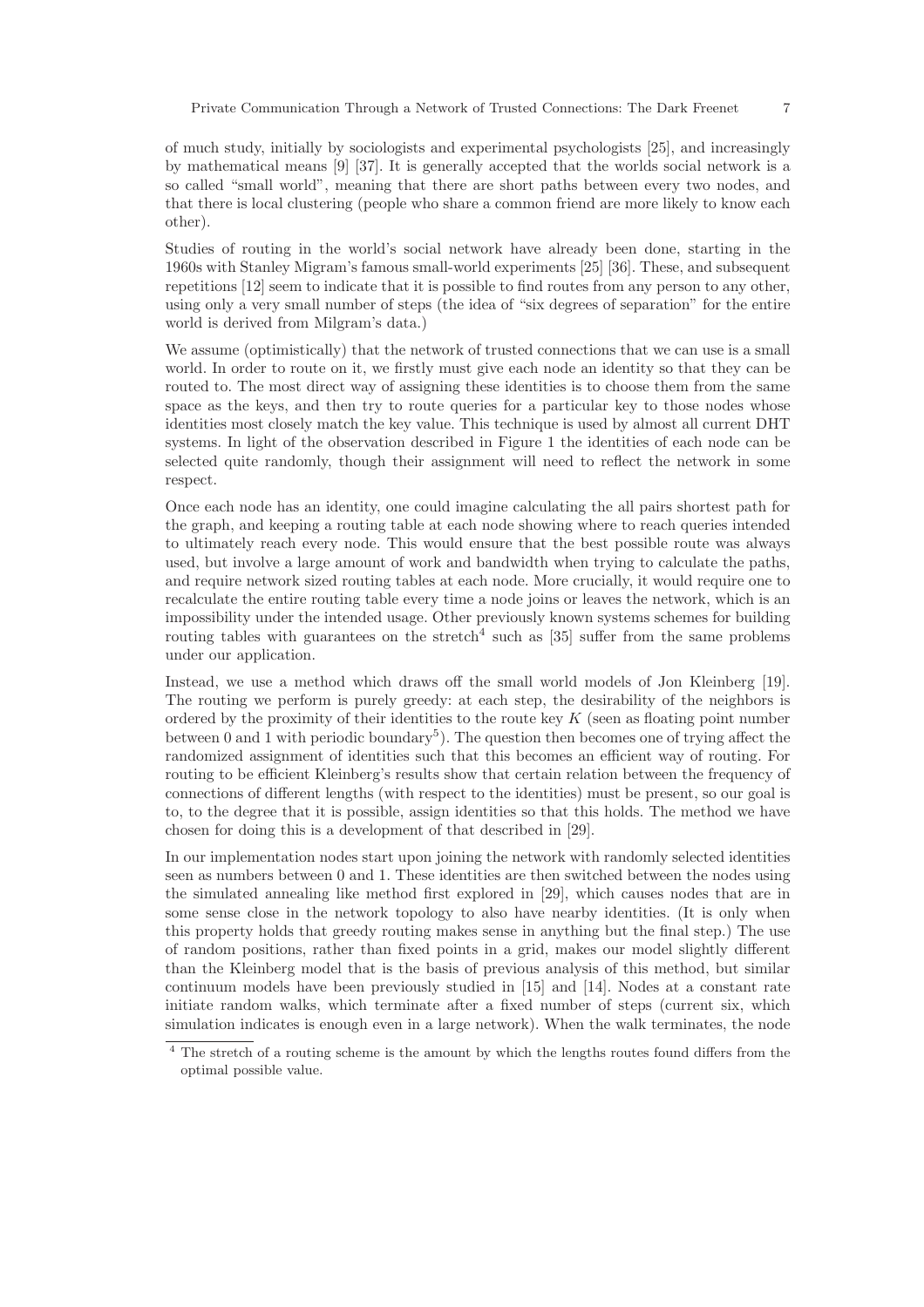of much study, initially by sociologists and experimental psychologists [25], and increasingly by mathematical means [9] [37]. It is generally accepted that the worlds social network is a so called "small world", meaning that there are short paths between every two nodes, and that there is local clustering (people who share a common friend are more likely to know each other).

Studies of routing in the world's social network have already been done, starting in the 1960s with Stanley Migram's famous small-world experiments [25] [36]. These, and subsequent repetitions [12] seem to indicate that it is possible to find routes from any person to any other, using only a very small number of steps (the idea of "six degrees of separation" for the entire world is derived from Milgram's data.)

We assume (optimistically) that the network of trusted connections that we can use is a small world. In order to route on it, we firstly must give each node an identity so that they can be routed to. The most direct way of assigning these identities is to choose them from the same space as the keys, and then try to route queries for a particular key to those nodes whose identities most closely match the key value. This technique is used by almost all current DHT systems. In light of the observation described in Figure 1 the identities of each node can be selected quite randomly, though their assignment will need to reflect the network in some respect.

Once each node has an identity, one could imagine calculating the all pairs shortest path for the graph, and keeping a routing table at each node showing where to reach queries intended to ultimately reach every node. This would ensure that the best possible route was always used, but involve a large amount of work and bandwidth when trying to calculate the paths, and require network sized routing tables at each node. More crucially, it would require one to recalculate the entire routing table every time a node joins or leaves the network, which is an impossibility under the intended usage. Other previously known systems schemes for building routing tables with guarantees on the stretch[4] such as [35] suffer from the same problems under our application.

Instead, we use a method which draws off the small world models of Jon Kleinberg [19]. The routing we perform is purely greedy: at each step, the desirability of the neighbors is ordered by the proximity of their identities to the route key $K$ (seen as floating point number between 0 and 1 with periodic boundary[5]). The question then becomes one of trying affect the randomized assignment of identities such that this becomes an efficient way of routing. For routing to be efficient Kleinberg's results show that certain relation between the frequency of connections of different lengths (with respect to the identities) must be present, so our goal is to, to the degree that it is possible, assign identities so that this holds. The method we have chosen for doing this is a development of that described in [29].

In our implementation nodes start upon joining the network with randomly selected identities seen as numbers between 0 and 1. These identities are then switched between the nodes using the simulated annealing like method first explored in [29], which causes nodes that are in some sense close in the network topology to also have nearby identities. (It is only when this property holds that greedy routing makes sense in anything but the final step.) The use of random positions, rather than fixed points in a grid, makes our model slightly different than the Kleinberg model that is the basis of previous analysis of this method, but similar continuum models have been previously studied in [15] and [14]. Nodes at a constant rate initiate random walks, which terminate after a fixed number of steps (current six, which simulation indicates is enough even in a large network). When the walk terminates, the node

[4] The stretch of a routing scheme is the amount by which the lengths routes found differs from the optimal possible value.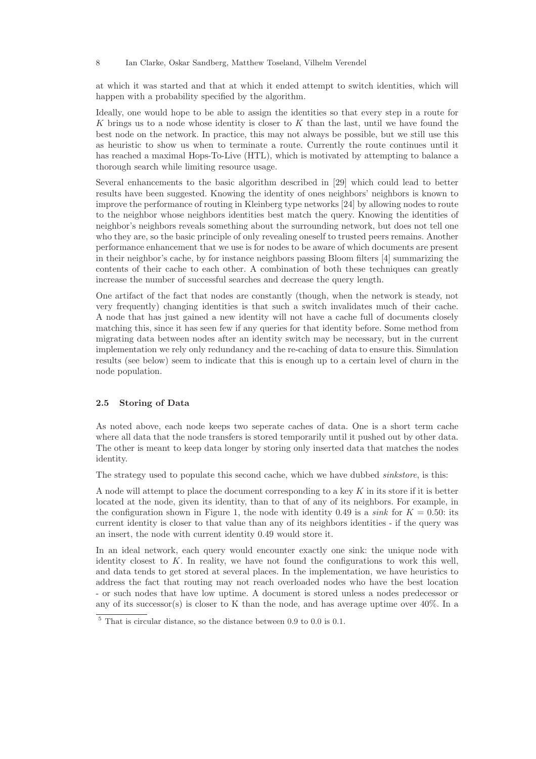at which it was started and that at which it ended attempt to switch identities, which will happen with a probability specified by the algorithm.

Ideally, one would hope to be able to assign the identities so that every step in a route for $K$ brings us to a node whose identity is closer to $K$ than the last, until we have found the best node on the network. In practice, this may not always be possible, but we still use this as heuristic to show us when to terminate a route. Currently the route continues until it has reached a maximal Hops-To-Live (HTL), which is motivated by attempting to balance a thorough search while limiting resource usage.

Several enhancements to the basic algorithm described in [29] which could lead to better results have been suggested. Knowing the identity of ones neighbors' neighbors is known to improve the performance of routing in Kleinberg type networks [24] by allowing nodes to route to the neighbor whose neighbors identities best match the query. Knowing the identities of neighbor's neighbors reveals something about the surrounding network, but does not tell one who they are, so the basic principle of only revealing oneself to trusted peers remains. Another performance enhancement that we use is for nodes to be aware of which documents are present in their neighbor's cache, by for instance neighbors passing Bloom filters [4] summarizing the contents of their cache to each other. A combination of both these techniques can greatly increase the number of successful searches and decrease the query length.

One artifact of the fact that nodes are constantly (though, when the network is steady, not very frequently) changing identities is that such a switch invalidates much of their cache. A node that has just gained a new identity will not have a cache full of documents closely matching this, since it has seen few if any queries for that identity before. Some method from migrating data between nodes after an identity switch may be necessary, but in the current implementation we rely only redundancy and the re-caching of data to ensure this. Simulation results (see below) seem to indicate that this is enough up to a certain level of churn in the node population.

### 2.5 Storing of Data

As noted above, each node keeps two seperate caches of data. One is a short term cache where all data that the node transfers is stored temporarily until it pushed out by other data. The other is meant to keep data longer by storing only inserted data that matches the nodes identity.

The strategy used to populate this second cache, which we have dubbed *sinkstore*, is this:

A node will attempt to place the document corresponding to a key $K$ in its store if it is better located at the node, given its identity, than to that of any of its neighbors. For example, in the configuration shown in Figure 1, the node with identity 0.49 is a *sink* for $K = 0.50$: its current identity is closer to that value than any of its neighbors identities - if the query was an insert, the node with current identity 0.49 would store it.

In an ideal network, each query would encounter exactly one sink: the unique node with identity closest to $K$. In reality, we have not found the configurations to work this well, and data tends to get stored at several places. In the implementation, we have heuristics to address the fact that routing may not reach overloaded nodes who have the best location - or such nodes that have low uptime. A document is stored unless a nodes predecessor or any of its successor(s) is closer to K than the node, and has average uptime over 40%. In a

---

[5] That is circular distance, so the distance between 0.9 to 0.0 is 0.1.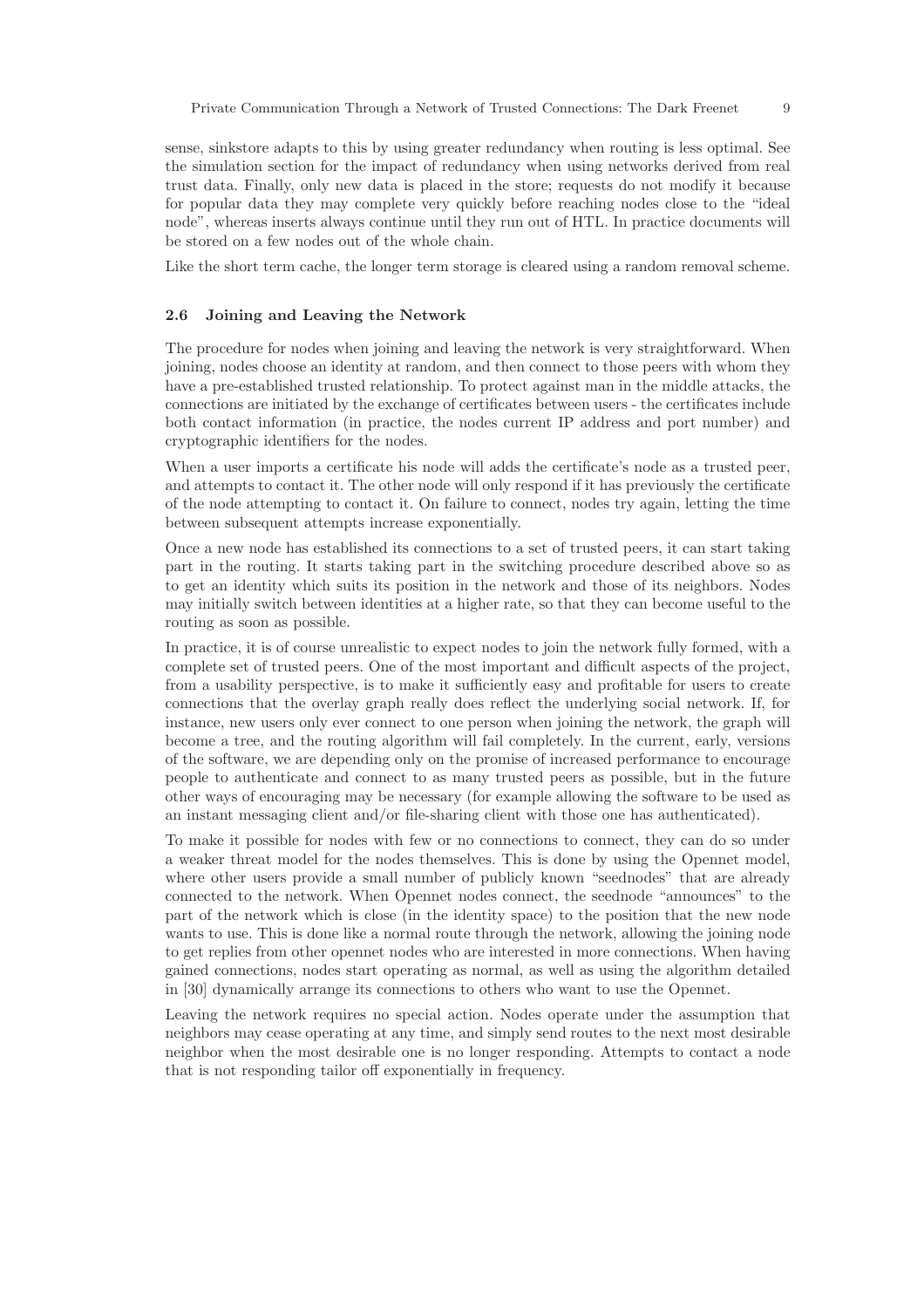sense, sinkstore adapts to this by using greater redundancy when routing is less optimal. See the simulation section for the impact of redundancy when using networks derived from real trust data. Finally, only new data is placed in the store; requests do not modify it because for popular data they may complete very quickly before reaching nodes close to the "ideal node", whereas inserts always continue until they run out of HTL. In practice documents will be stored on a few nodes out of the whole chain.

Like the short term cache, the longer term storage is cleared using a random removal scheme.

### 2.6 Joining and Leaving the Network

The procedure for nodes when joining and leaving the network is very straightforward. When joining, nodes choose an identity at random, and then connect to those peers with whom they have a pre-established trusted relationship. To protect against man in the middle attacks, the connections are initiated by the exchange of certificates between users - the certificates include both contact information (in practice, the nodes current IP address and port number) and cryptographic identifiers for the nodes.

When a user imports a certificate his node will adds the certificate's node as a trusted peer, and attempts to contact it. The other node will only respond if it has previously the certificate of the node attempting to contact it. On failure to connect, nodes try again, letting the time between subsequent attempts increase exponentially.

Once a new node has established its connections to a set of trusted peers, it can start taking part in the routing. It starts taking part in the switching procedure described above so as to get an identity which suits its position in the network and those of its neighbors. Nodes may initially switch between identities at a higher rate, so that they can become useful to the routing as soon as possible.

In practice, it is of course unrealistic to expect nodes to join the network fully formed, with a complete set of trusted peers. One of the most important and difficult aspects of the project, from a usability perspective, is to make it sufficiently easy and profitable for users to create connections that the overlay graph really does reflect the underlying social network. If, for instance, new users only ever connect to one person when joining the network, the graph will become a tree, and the routing algorithm will fail completely. In the current, early, versions of the software, we are depending only on the promise of increased performance to encourage people to authenticate and connect to as many trusted peers as possible, but in the future other ways of encouraging may be necessary (for example allowing the software to be used as an instant messaging client and/or file-sharing client with those one has authenticated).

To make it possible for nodes with few or no connections to connect, they can do so under a weaker threat model for the nodes themselves. This is done by using the Opennet model, where other users provide a small number of publicly known "seednodes" that are already connected to the network. When Opennet nodes connect, the seednode "announces" to the part of the network which is close (in the identity space) to the position that the new node wants to use. This is done like a normal route through the network, allowing the joining node to get replies from other opennet nodes who are interested in more connections. When having gained connections, nodes start operating as normal, as well as using the algorithm detailed in [30] dynamically arrange its connections to others who want to use the Opennet.

Leaving the network requires no special action. Nodes operate under the assumption that neighbors may cease operating at any time, and simply send routes to the next most desirable neighbor when the most desirable one is no longer responding. Attempts to contact a node that is not responding tailor off exponentially in frequency.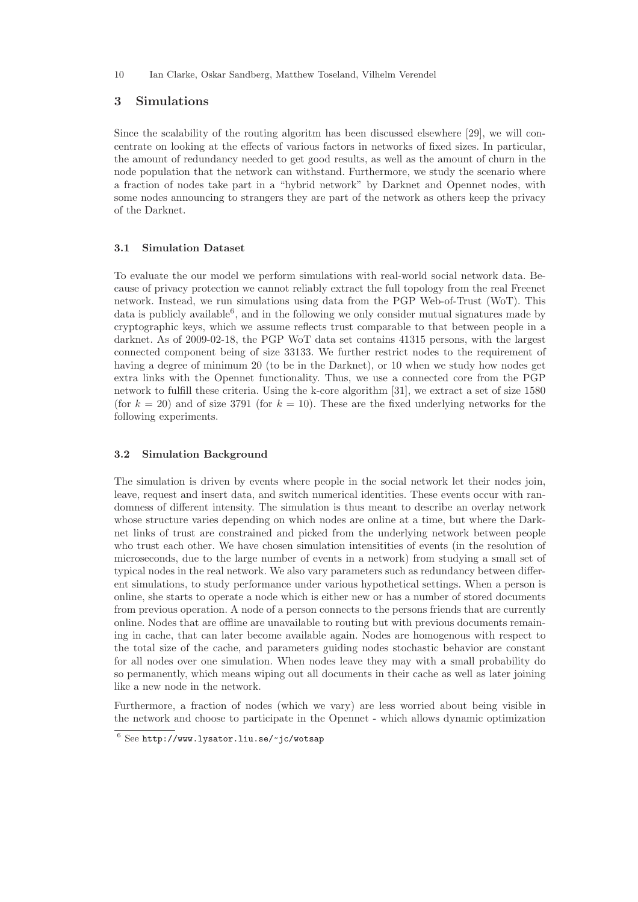## 3 Simulations

Since the scalability of the routing algoritm has been discussed elsewhere [29], we will concentrate on looking at the effects of various factors in networks of fixed sizes. In particular, the amount of redundancy needed to get good results, as well as the amount of churn in the node population that the network can withstand. Furthermore, we study the scenario where a fraction of nodes take part in a "hybrid network" by Darknet and Opennet nodes, with some nodes announcing to strangers they are part of the network as others keep the privacy of the Darknet.

### 3.1 Simulation Dataset

To evaluate the our model we perform simulations with real-world social network data. Because of privacy protection we cannot reliably extract the full topology from the real Freenet network. Instead, we run simulations using data from the PGP Web-of-Trust (WoT). This data is publicly available[6], and in the following we only consider mutual signatures made by cryptographic keys, which we assume reflects trust comparable to that between people in a darknet. As of 2009-02-18, the PGP WoT data set contains 41315 persons, with the largest connected component being of size 33133. We further restrict nodes to the requirement of having a degree of minimum 20 (to be in the Darknet), or 10 when we study how nodes get extra links with the Opennet functionality. Thus, we use a connected core from the PGP network to fulfill these criteria. Using the k-core algorithm [31], we extract a set of size 1580 (for $k = 20$) and of size 3791 (for $k = 10$). These are the fixed underlying networks for the following experiments.

### 3.2 Simulation Background

The simulation is driven by events where people in the social network let their nodes join, leave, request and insert data, and switch numerical identities. These events occur with randomness of different intensity. The simulation is thus meant to describe an overlay network whose structure varies depending on which nodes are online at a time, but where the Darknet links of trust are constrained and picked from the underlying network between people who trust each other. We have chosen simulation intensitities of events (in the resolution of microseconds, due to the large number of events in a network) from studying a small set of typical nodes in the real network. We also vary parameters such as redundancy between different simulations, to study performance under various hypothetical settings. When a person is online, she starts to operate a node which is either new or has a number of stored documents from previous operation. A node of a person connects to the persons friends that are currently online. Nodes that are offline are unavailable to routing but with previous documents remaining in cache, that can later become available again. Nodes are homogenous with respect to the total size of the cache, and parameters guiding nodes stochastic behavior are constant for all nodes over one simulation. When nodes leave they may with a small probability do so permanently, which means wiping out all documents in their cache as well as later joining like a new node in the network.

Furthermore, a fraction of nodes (which we vary) are less worried about being visible in the network and choose to participate in the Opennet - which allows dynamic optimization

[6] See http://www.lysator.liu.se/~jc/wotsap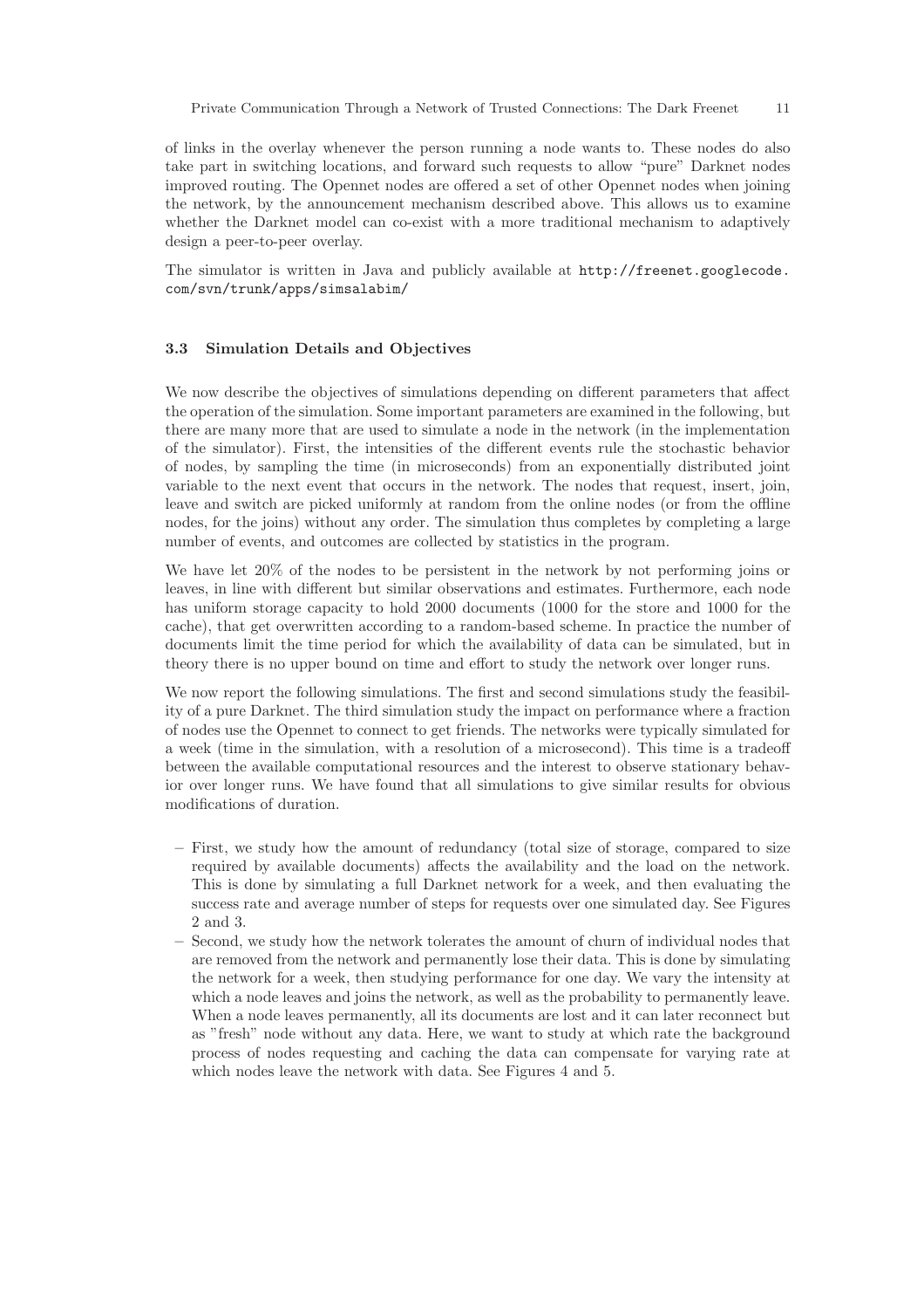of links in the overlay whenever the person running a node wants to. These nodes do also take part in switching locations, and forward such requests to allow "pure" Darknet nodes improved routing. The Opennet nodes are offered a set of other Opennet nodes when joining the network, by the announcement mechanism described above. This allows us to examine whether the Darknet model can co-exist with a more traditional mechanism to adaptively design a peer-to-peer overlay.

The simulator is written in Java and publicly available at http://freenet.googlecode.com/svn/trunk/apps/simsalabim/

### 3.3 Simulation Details and Objectives

We now describe the objectives of simulations depending on different parameters that affect the operation of the simulation. Some important parameters are examined in the following, but there are many more that are used to simulate a node in the network (in the implementation of the simulator). First, the intensities of the different events rule the stochastic behavior of nodes, by sampling the time (in microseconds) from an exponentially distributed joint variable to the next event that occurs in the network. The nodes that request, insert, join, leave and switch are picked uniformly at random from the online nodes (or from the offline nodes, for the joins) without any order. The simulation thus completes by completing a large number of events, and outcomes are collected by statistics in the program.

We have let 20% of the nodes to be persistent in the network by not performing joins or leaves, in line with different but similar observations and estimates. Furthermore, each node has uniform storage capacity to hold 2000 documents (1000 for the store and 1000 for the cache), that get overwritten according to a random-based scheme. In practice the number of documents limit the time period for which the availability of data can be simulated, but in theory there is no upper bound on time and effort to study the network over longer runs.

We now report the following simulations. The first and second simulations study the feasibility of a pure Darknet. The third simulation study the impact on performance where a fraction of nodes use the Opennet to connect to get friends. The networks were typically simulated for a week (time in the simulation, with a resolution of a microsecond). This time is a tradeoff between the available computational resources and the interest to observe stationary behavior over longer runs. We have found that all simulations to give similar results for obvious modifications of duration.

- First, we study how the amount of redundancy (total size of storage, compared to size required by available documents) affects the availability and the load on the network. This is done by simulating a full Darknet network for a week, and then evaluating the success rate and average number of steps for requests over one simulated day. See Figures 2 and 3.
- Second, we study how the network tolerates the amount of churn of individual nodes that are removed from the network and permanently lose their data. This is done by simulating the network for a week, then studying performance for one day. We vary the intensity at which a node leaves and joins the network, as well as the probability to permanently leave. When a node leaves permanently, all its documents are lost and it can later reconnect but as "fresh" node without any data. Here, we want to study at which rate the background process of nodes requesting and caching the data can compensate for varying rate at which nodes leave the network with data. See Figures 4 and 5.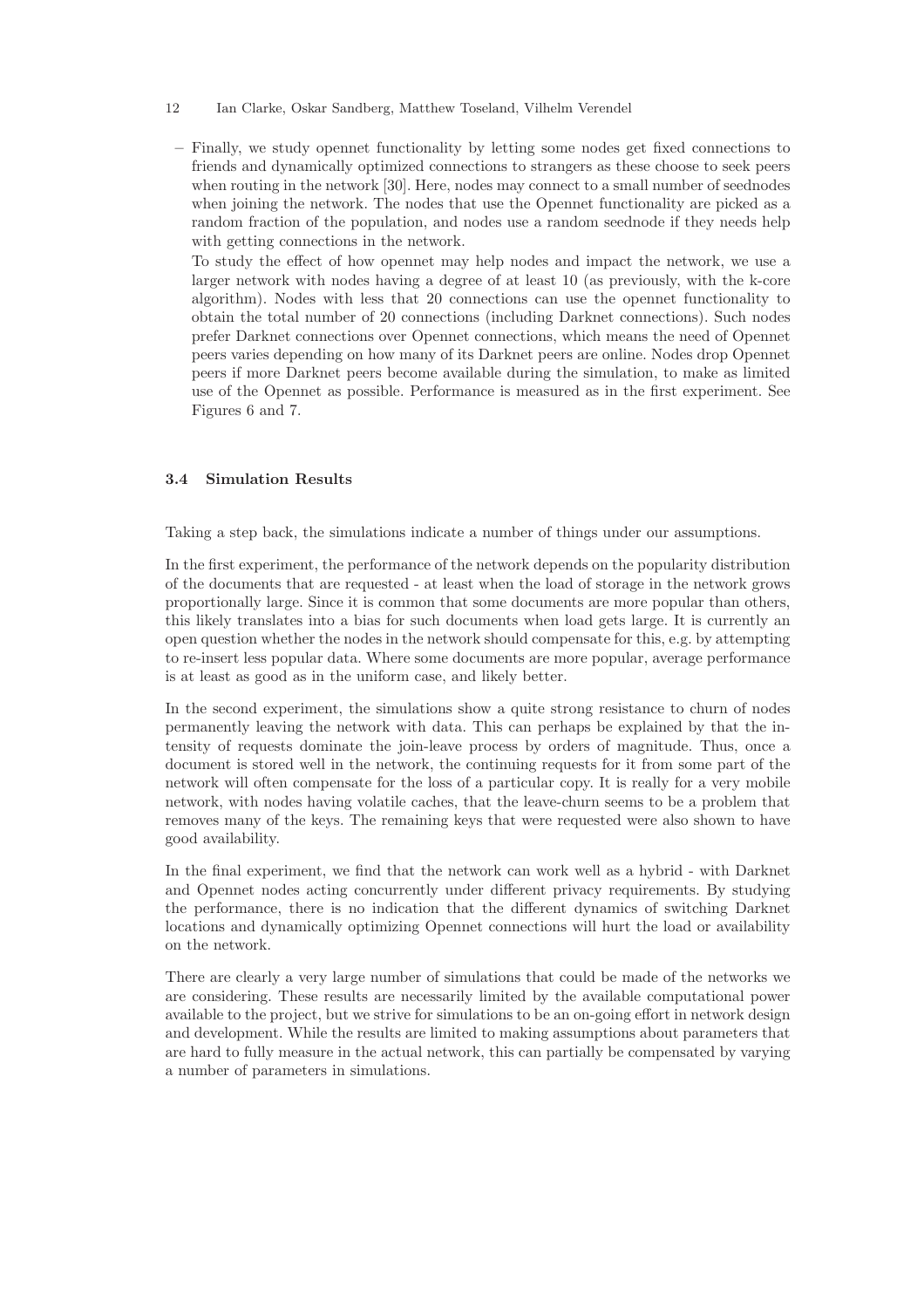- Finally, we study opennet functionality by letting some nodes get fixed connections to friends and dynamically optimized connections to strangers as these choose to seek peers when routing in the network [30]. Here, nodes may connect to a small number of seednodes when joining the network. The nodes that use the Opennet functionality are picked as a random fraction of the population, and nodes use a random seednode if they needs help with getting connections in the network.

  To study the effect of how opennet may help nodes and impact the network, we use a larger network with nodes having a degree of at least 10 (as previously, with the k-core algorithm). Nodes with less that 20 connections can use the opennet functionality to obtain the total number of 20 connections (including Darknet connections). Such nodes prefer Darknet connections over Opennet connections, which means the need of Opennet peers varies depending on how many of its Darknet peers are online. Nodes drop Opennet peers if more Darknet peers become available during the simulation, to make as limited use of the Opennet as possible. Performance is measured as in the first experiment. See Figures 6 and 7.

### 3.4 Simulation Results

Taking a step back, the simulations indicate a number of things under our assumptions.

In the first experiment, the performance of the network depends on the popularity distribution of the documents that are requested - at least when the load of storage in the network grows proportionally large. Since it is common that some documents are more popular than others, this likely translates into a bias for such documents when load gets large. It is currently an open question whether the nodes in the network should compensate for this, e.g. by attempting to re-insert less popular data. Where some documents are more popular, average performance is at least as good as in the uniform case, and likely better.

In the second experiment, the simulations show a quite strong resistance to churn of nodes permanently leaving the network with data. This can perhaps be explained by that the intensity of requests dominate the join-leave process by orders of magnitude. Thus, once a document is stored well in the network, the continuing requests for it from some part of the network will often compensate for the loss of a particular copy. It is really for a very mobile network, with nodes having volatile caches, that the leave-churn seems to be a problem that removes many of the keys. The remaining keys that were requested were also shown to have good availability.

In the final experiment, we find that the network can work well as a hybrid - with Darknet and Opennet nodes acting concurrently under different privacy requirements. By studying the performance, there is no indication that the different dynamics of switching Darknet locations and dynamically optimizing Opennet connections will hurt the load or availability on the network.

There are clearly a very large number of simulations that could be made of the networks we are considering. These results are necessarily limited by the available computational power available to the project, but we strive for simulations to be an on-going effort in network design and development. While the results are limited to making assumptions about parameters that are hard to fully measure in the actual network, this can partially be compensated by varying a number of parameters in simulations.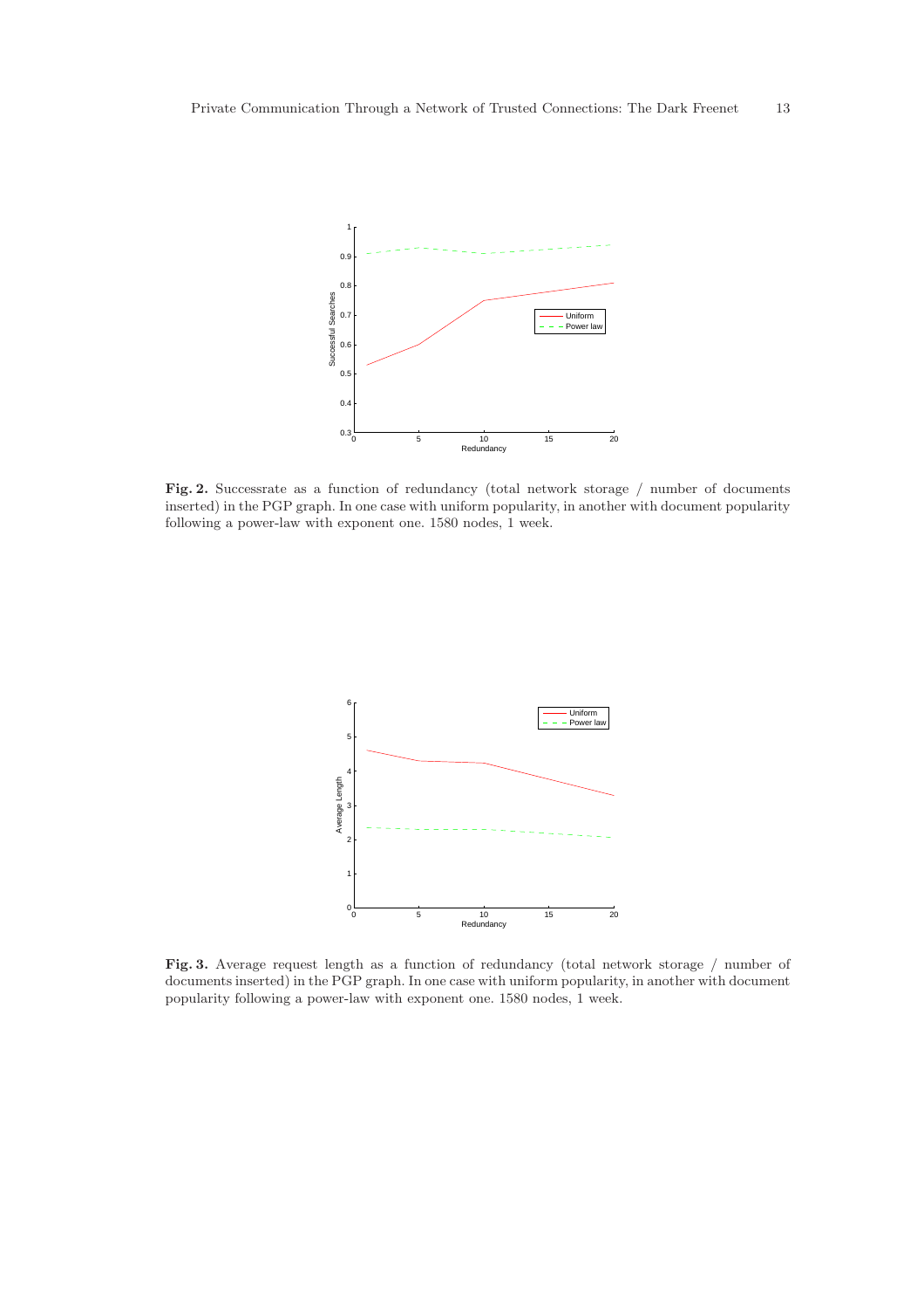**Fig. 2.** Successrate as a function of redundancy (total network storage / number of documents inserted) in the PGP graph. In one case with uniform popularity, in another with document popularity following a power-law with exponent one. 1580 nodes, 1 week.

**Fig. 3.** Average request length as a function of redundancy (total network storage / number of documents inserted) in the PGP graph. In one case with uniform popularity, in another with document popularity following a power-law with exponent one. 1580 nodes, 1 week.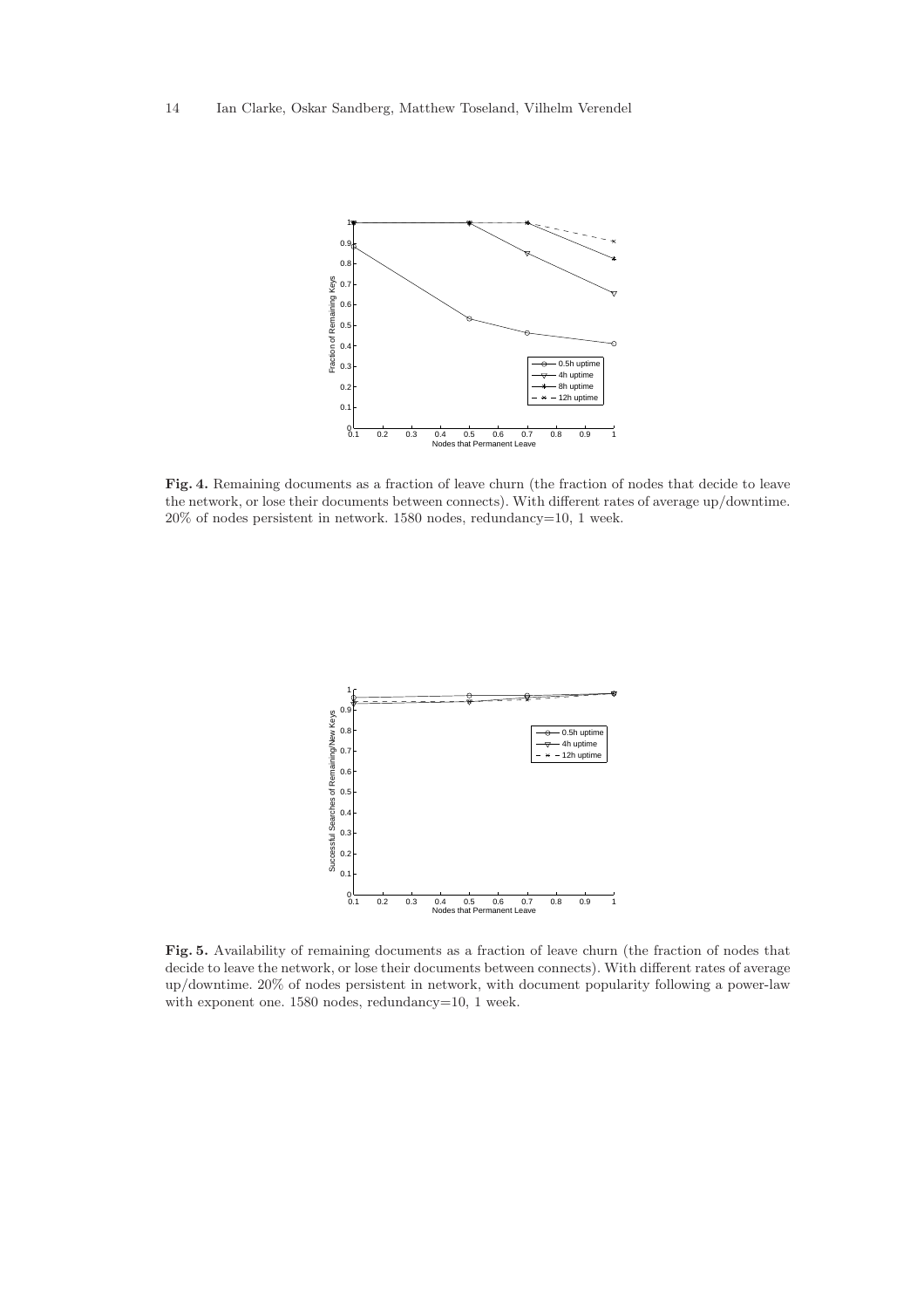**Fig. 4.** Remaining documents as a fraction of leave churn (the fraction of nodes that decide to leave the network, or lose their documents between connects). With different rates of average up/downtime. 20% of nodes persistent in network. 1580 nodes, redundancy=10, 1 week.

**Fig. 5.** Availability of remaining documents as a fraction of leave churn (the fraction of nodes that decide to leave the network, or lose their documents between connects). With different rates of average up/downtime. 20% of nodes persistent in network, with document popularity following a power-law with exponent one. 1580 nodes, redundancy=10, 1 week.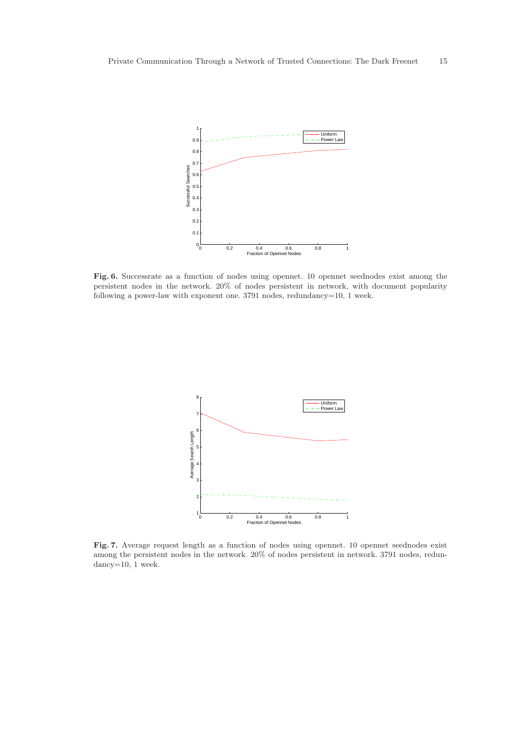**Fig. 6.** Successrate as a function of nodes using opennet. 10 opennet seednodes exist among the persistent nodes in the network. 20% of nodes persistent in network, with document popularity following a power-law with exponent one. 3791 nodes, redundancy=10, 1 week.

**Fig. 7.** Average request length as a function of nodes using opennet. 10 opennet seednodes exist among the persistent nodes in the network. 20% of nodes persistent in network. 3791 nodes, redundancy=10, 1 week.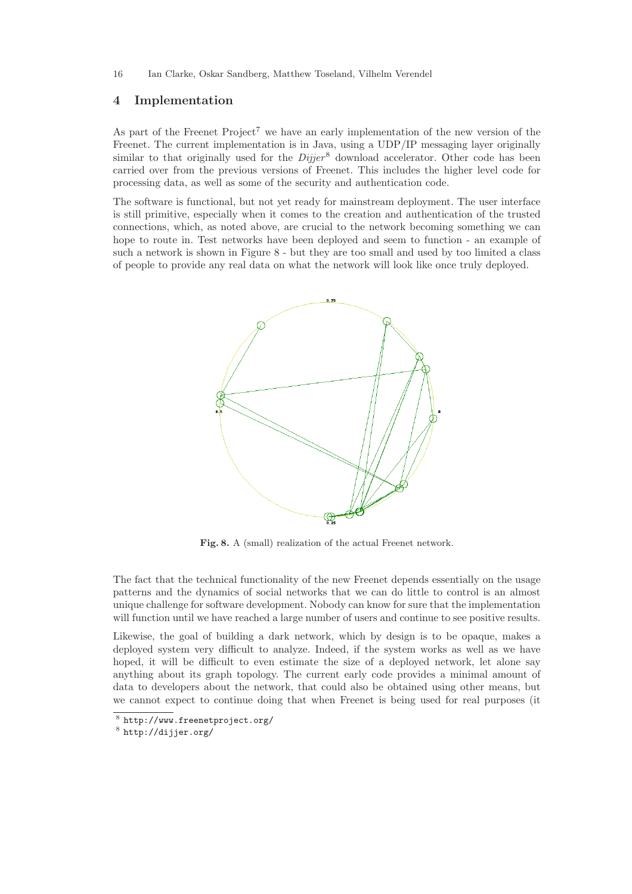## 4 Implementation

As part of the Freenet Project[7] we have an early implementation of the new version of the Freenet. The current implementation is in Java, using a UDP/IP messaging layer originally similar to that originally used for the *Dijjer*[8] download accelerator. Other code has been carried over from the previous versions of Freenet. This includes the higher level code for processing data, as well as some of the security and authentication code.

The software is functional, but not yet ready for mainstream deployment. The user interface is still primitive, especially when it comes to the creation and authentication of the trusted connections, which, as noted above, are crucial to the network becoming something we can hope to route in. Test networks have been deployed and seem to function - an example of such a network is shown in Figure 8 - but they are too small and used by too limited a class of people to provide any real data on what the network will look like once truly deployed.

**Fig. 8.** A (small) realization of the actual Freenet network.

The fact that the technical functionality of the new Freenet depends essentially on the usage patterns and the dynamics of social networks that we can do little to control is an almost unique challenge for software development. Nobody can know for sure that the implementation will function until we have reached a large number of users and continue to see positive results.

Likewise, the goal of building a dark network, which by design is to be opaque, makes a deployed system very difficult to analyze. Indeed, if the system works as well as we have hoped, it will be difficult to even estimate the size of a deployed network, let alone say anything about its graph topology. The current early code provides a minimal amount of data to developers about the network, that could also be obtained using other means, but we cannot expect to continue doing that when Freenet is being used for real purposes (it

[8] http://www.freenetproject.org/

[8] http://dijjer.org/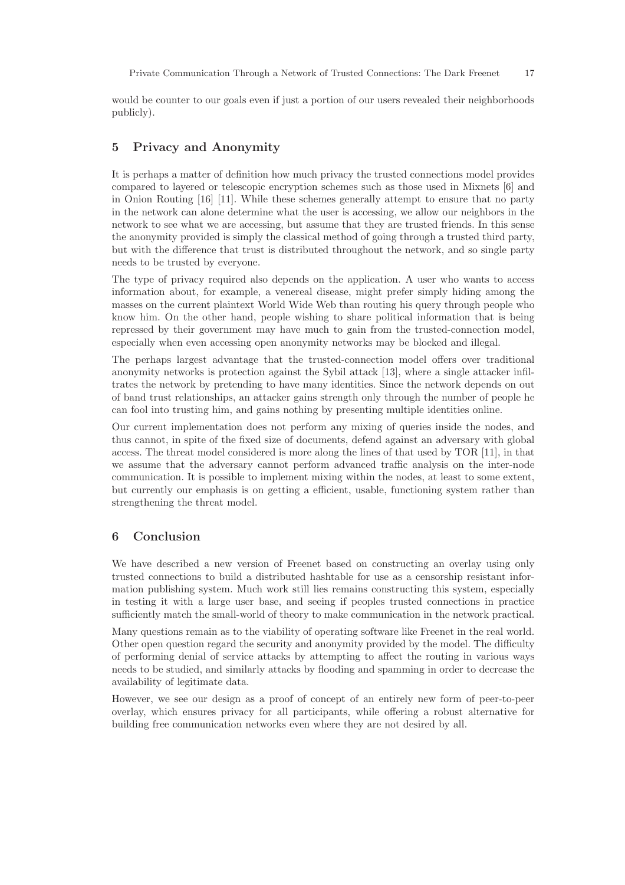would be counter to our goals even if just a portion of our users revealed their neighborhoods publicly).

## 5 Privacy and Anonymity

It is perhaps a matter of definition how much privacy the trusted connections model provides compared to layered or telescopic encryption schemes such as those used in Mixnets [6] and in Onion Routing [16] [11]. While these schemes generally attempt to ensure that no party in the network can alone determine what the user is accessing, we allow our neighbors in the network to see what we are accessing, but assume that they are trusted friends. In this sense the anonymity provided is simply the classical method of going through a trusted third party, but with the difference that trust is distributed throughout the network, and so single party needs to be trusted by everyone.

The type of privacy required also depends on the application. A user who wants to access information about, for example, a venereal disease, might prefer simply hiding among the masses on the current plaintext World Wide Web than routing his query through people who know him. On the other hand, people wishing to share political information that is being repressed by their government may have much to gain from the trusted-connection model, especially when even accessing open anonymity networks may be blocked and illegal.

The perhaps largest advantage that the trusted-connection model offers over traditional anonymity networks is protection against the Sybil attack [13], where a single attacker infiltrates the network by pretending to have many identities. Since the network depends on out of band trust relationships, an attacker gains strength only through the number of people he can fool into trusting him, and gains nothing by presenting multiple identities online.

Our current implementation does not perform any mixing of queries inside the nodes, and thus cannot, in spite of the fixed size of documents, defend against an adversary with global access. The threat model considered is more along the lines of that used by TOR [11], in that we assume that the adversary cannot perform advanced traffic analysis on the inter-node communication. It is possible to implement mixing within the nodes, at least to some extent, but currently our emphasis is on getting a efficient, usable, functioning system rather than strengthening the threat model.

## 6 Conclusion

We have described a new version of Freenet based on constructing an overlay using only trusted connections to build a distributed hashtable for use as a censorship resistant information publishing system. Much work still lies remains constructing this system, especially in testing it with a large user base, and seeing if peoples trusted connections in practice sufficiently match the small-world of theory to make communication in the network practical.

Many questions remain as to the viability of operating software like Freenet in the real world. Other open question regard the security and anonymity provided by the model. The difficulty of performing denial of service attacks by attempting to affect the routing in various ways needs to be studied, and similarly attacks by flooding and spamming in order to decrease the availability of legitimate data.

However, we see our design as a proof of concept of an entirely new form of peer-to-peer overlay, which ensures privacy for all participants, while offering a robust alternative for building free communication networks even where they are not desired by all.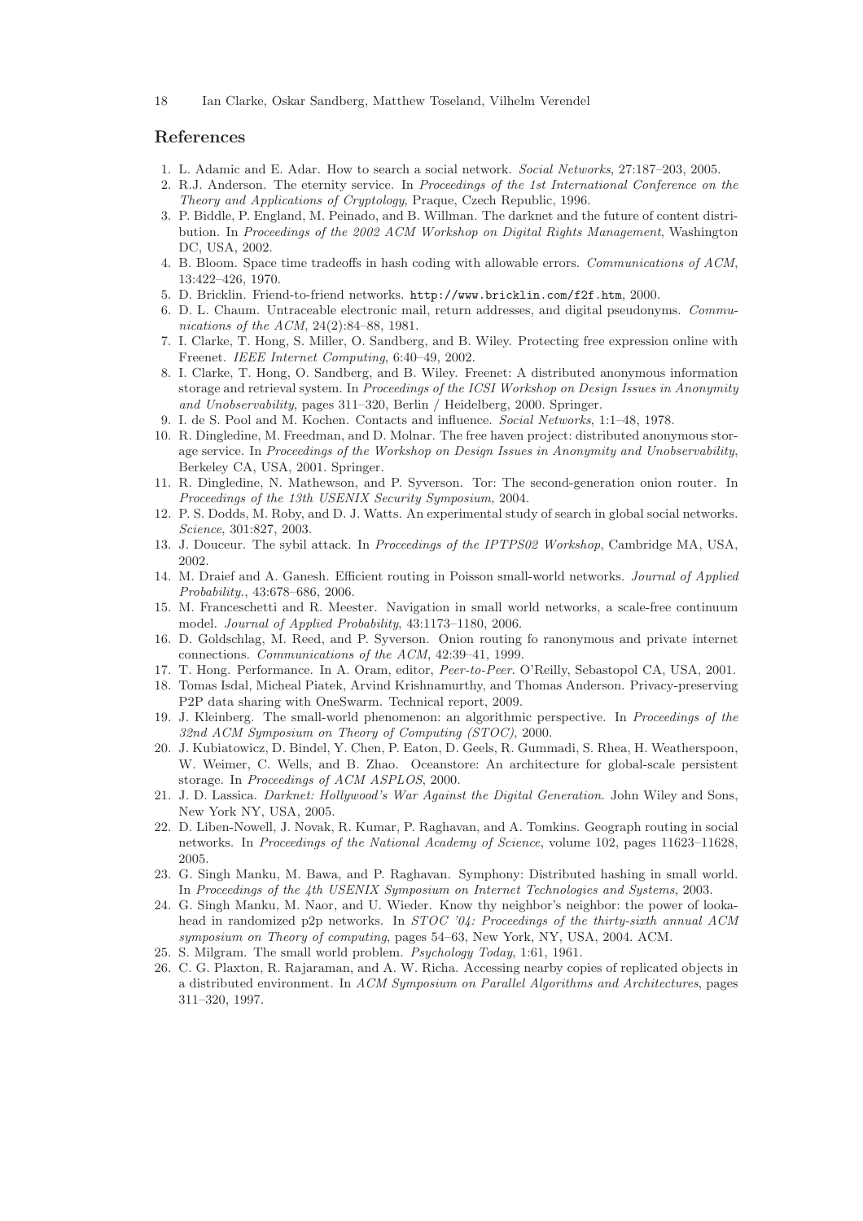## References

1. L. Adamic and E. Adar. How to search a social network. *Social Networks*, 27:187–203, 2005.
2. R.J. Anderson. The eternity service. In *Proceedings of the 1st International Conference on the Theory and Applications of Cryptology*, Praque, Czech Republic, 1996.
3. P. Biddle, P. England, M. Peinado, and B. Willman. The darknet and the future of content distribution. In *Proceedings of the 2002 ACM Workshop on Digital Rights Management*, Washington DC, USA, 2002.
4. B. Bloom. Space time tradeoffs in hash coding with allowable errors. *Communications of ACM*, 13:422–426, 1970.
5. D. Bricklin. Friend-to-friend networks. `http://www.bricklin.com/f2f.htm`, 2000.
6. D. L. Chaum. Untraceable electronic mail, return addresses, and digital pseudonyms. *Communications of the ACM*, 24(2):84–88, 1981.
7. I. Clarke, T. Hong, S. Miller, O. Sandberg, and B. Wiley. Protecting free expression online with Freenet. *IEEE Internet Computing*, 6:40–49, 2002.
8. I. Clarke, T. Hong, O. Sandberg, and B. Wiley. Freenet: A distributed anonymous information storage and retrieval system. In *Proceedings of the ICSI Workshop on Design Issues in Anonymity and Unobservability*, pages 311–320, Berlin / Heidelberg, 2000. Springer.
9. I. de S. Pool and M. Kochen. Contacts and influence. *Social Networks*, 1:1–48, 1978.
10. R. Dingledine, M. Freedman, and D. Molnar. The free haven project: distributed anonymous storage service. In *Proceedings of the Workshop on Design Issues in Anonymity and Unobservability*, Berkeley CA, USA, 2001. Springer.
11. R. Dingledine, N. Mathewson, and P. Syverson. Tor: The second-generation onion router. In *Proceedings of the 13th USENIX Security Symposium*, 2004.
12. P. S. Dodds, M. Roby, and D. J. Watts. An experimental study of search in global social networks. *Science*, 301:827, 2003.
13. J. Douceur. The sybil attack. In *Proceedings of the IPTPS02 Workshop*, Cambridge MA, USA, 2002.
14. M. Draief and A. Ganesh. Efficient routing in Poisson small-world networks. *Journal of Applied Probability.*, 43:678–686, 2006.
15. M. Franceschetti and R. Meester. Navigation in small world networks, a scale-free continuum model. *Journal of Applied Probability*, 43:1173–1180, 2006.
16. D. Goldschlag, M. Reed, and P. Syverson. Onion routing fo ranonymous and private internet connections. *Communications of the ACM*, 42:39–41, 1999.
17. T. Hong. Performance. In A. Oram, editor, *Peer-to-Peer*. O'Reilly, Sebastopol CA, USA, 2001.
18. Tomas Isdal, Micheal Piatek, Arvind Krishnamurthy, and Thomas Anderson. Privacy-preserving P2P data sharing with OneSwarm. Technical report, 2009.
19. J. Kleinberg. The small-world phenomenon: an algorithmic perspective. In *Proceedings of the 32nd ACM Symposium on Theory of Computing (STOC)*, 2000.
20. J. Kubiatowicz, D. Bindel, Y. Chen, P. Eaton, D. Geels, R. Gummadi, S. Rhea, H. Weatherspoon, W. Weimer, C. Wells, and B. Zhao. Oceanstore: An architecture for global-scale persistent storage. In *Proceedings of ACM ASPLOS*, 2000.
21. J. D. Lassica. *Darknet: Hollywood's War Against the Digital Generation*. John Wiley and Sons, New York NY, USA, 2005.
22. D. Liben-Nowell, J. Novak, R. Kumar, P. Raghavan, and A. Tomkins. Geograph routing in social networks. In *Proceedings of the National Academy of Science*, volume 102, pages 11623–11628, 2005.
23. G. Singh Manku, M. Bawa, and P. Raghavan. Symphony: Distributed hashing in small world. In *Proceedings of the 4th USENIX Symposium on Internet Technologies and Systems*, 2003.
24. G. Singh Manku, M. Naor, and U. Wieder. Know thy neighbor's neighbor: the power of lookahead in randomized p2p networks. In *STOC '04: Proceedings of the thirty-sixth annual ACM symposium on Theory of computing*, pages 54–63, New York, NY, USA, 2004. ACM.
25. S. Milgram. The small world problem. *Psychology Today*, 1:61, 1961.
26. C. G. Plaxton, R. Rajaraman, and A. W. Richa. Accessing nearby copies of replicated objects in a distributed environment. In *ACM Symposium on Parallel Algorithms and Architectures*, pages 311–320, 1997.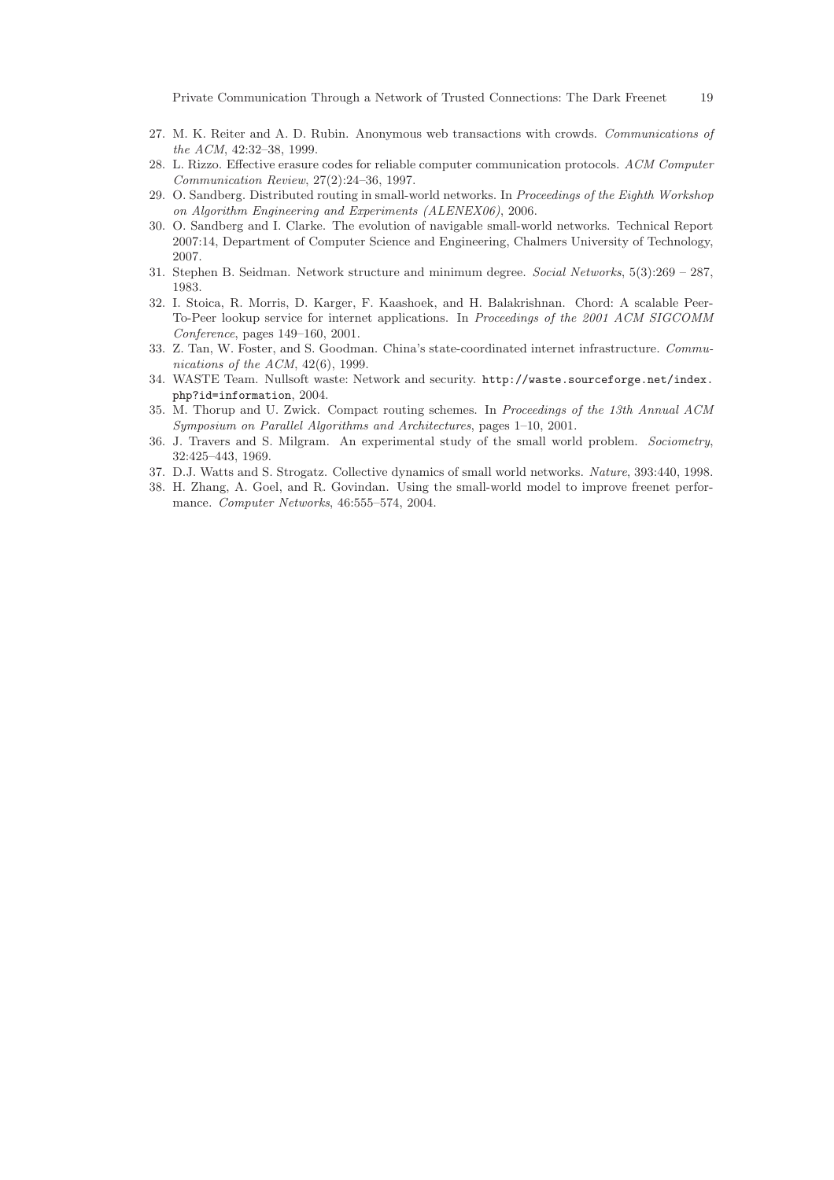27. M. K. Reiter and A. D. Rubin. Anonymous web transactions with crowds. *Communications of the ACM*, 42:32–38, 1999.
28. L. Rizzo. Effective erasure codes for reliable computer communication protocols. *ACM Computer Communication Review*, 27(2):24–36, 1997.
29. O. Sandberg. Distributed routing in small-world networks. In *Proceedings of the Eighth Workshop on Algorithm Engineering and Experiments (ALENEX06)*, 2006.
30. O. Sandberg and I. Clarke. The evolution of navigable small-world networks. Technical Report 2007:14, Department of Computer Science and Engineering, Chalmers University of Technology, 2007.
31. Stephen B. Seidman. Network structure and minimum degree. *Social Networks*, 5(3):269 – 287, 1983.
32. I. Stoica, R. Morris, D. Karger, F. Kaashoek, and H. Balakrishnan. Chord: A scalable Peer-To-Peer lookup service for internet applications. In *Proceedings of the 2001 ACM SIGCOMM Conference*, pages 149–160, 2001.
33. Z. Tan, W. Foster, and S. Goodman. China's state-coordinated internet infrastructure. *Communications of the ACM*, 42(6), 1999.
34. WASTE Team. Nullsoft waste: Network and security. `http://waste.sourceforge.net/index.php?id=information`, 2004.
35. M. Thorup and U. Zwick. Compact routing schemes. In *Proceedings of the 13th Annual ACM Symposium on Parallel Algorithms and Architectures*, pages 1–10, 2001.
36. J. Travers and S. Milgram. An experimental study of the small world problem. *Sociometry*, 32:425–443, 1969.
37. D.J. Watts and S. Strogatz. Collective dynamics of small world networks. *Nature*, 393:440, 1998.
38. H. Zhang, A. Goel, and R. Govindan. Using the small-world model to improve freenet performance. *Computer Networks*, 46:555–574, 2004.